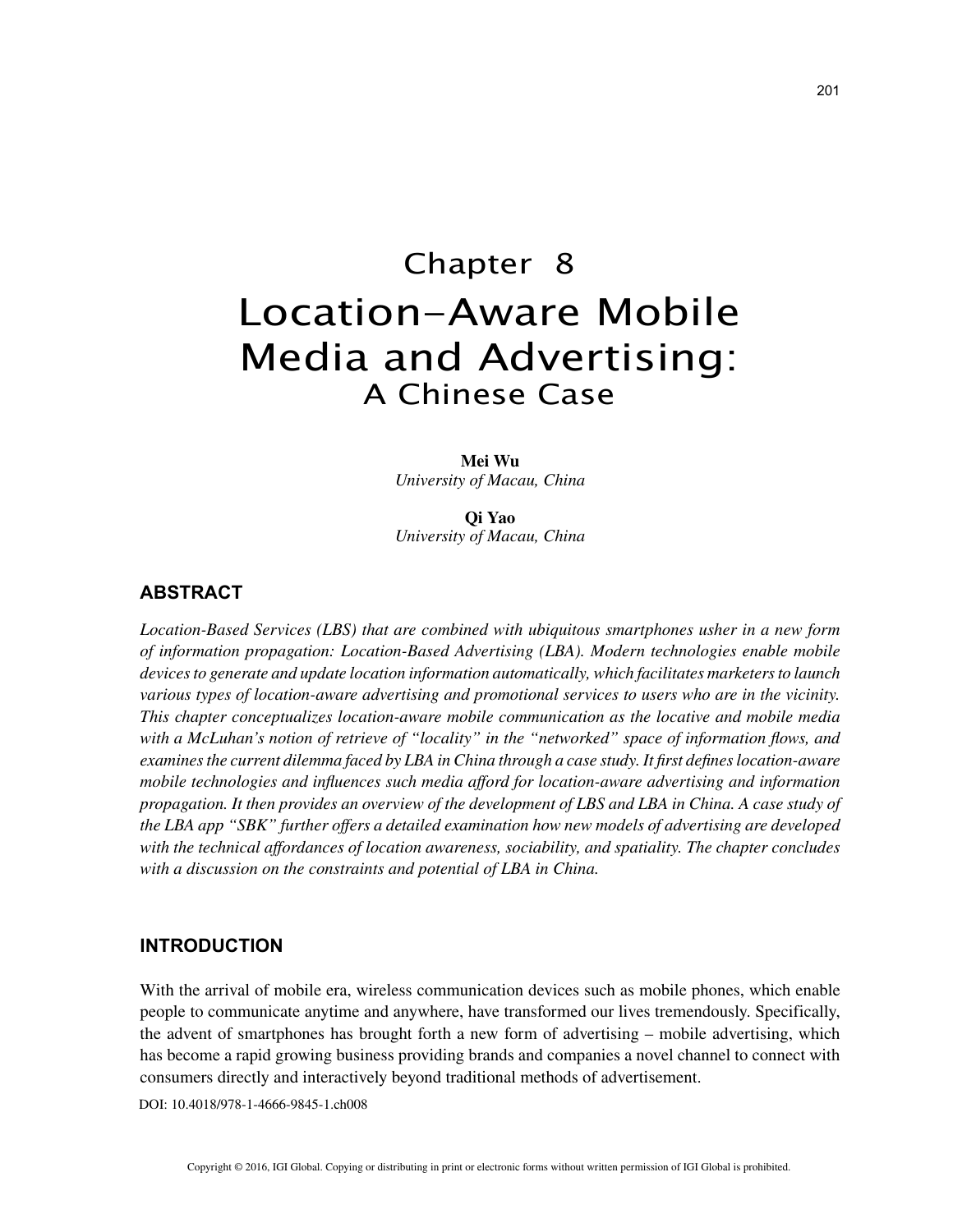# Chapter 8
# Location-Aware Mobile Media and Advertising: A Chinese Case

**Mei Wu**
*University of Macau, China*

**Qi Yao**
*University of Macau, China*

## ABSTRACT

*Location-Based Services (LBS) that are combined with ubiquitous smartphones usher in a new form of information propagation: Location-Based Advertising (LBA). Modern technologies enable mobile devices to generate and update location information automatically, which facilitates marketers to launch various types of location-aware advertising and promotional services to users who are in the vicinity. This chapter conceptualizes location-aware mobile communication as the locative and mobile media with a McLuhan's notion of retrieve of "locality" in the "networked" space of information flows, and examines the current dilemma faced by LBA in China through a case study. It first defines location-aware mobile technologies and influences such media afford for location-aware advertising and information propagation. It then provides an overview of the development of LBS and LBA in China. A case study of the LBA app "SBK" further offers a detailed examination how new models of advertising are developed with the technical affordances of location awareness, sociability, and spatiality. The chapter concludes with a discussion on the constraints and potential of LBA in China.*

## INTRODUCTION

With the arrival of mobile era, wireless communication devices such as mobile phones, which enable people to communicate anytime and anywhere, have transformed our lives tremendously. Specifically, the advent of smartphones has brought forth a new form of advertising – mobile advertising, which has become a rapid growing business providing brands and companies a novel channel to connect with consumers directly and interactively beyond traditional methods of advertisement.

DOI: 10.4018/978-1-4666-9845-1.ch008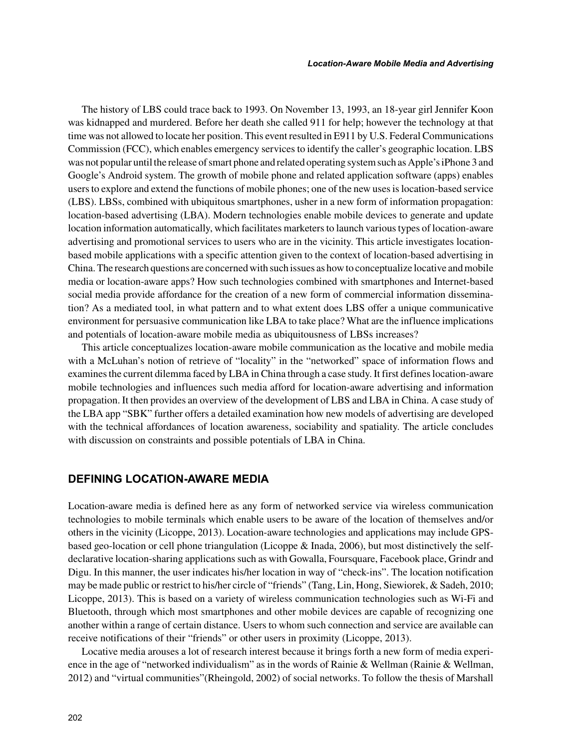The history of LBS could trace back to 1993. On November 13, 1993, an 18-year girl Jennifer Koon was kidnapped and murdered. Before her death she called 911 for help; however the technology at that time was not allowed to locate her position. This event resulted in E911 by U.S. Federal Communications Commission (FCC), which enables emergency services to identify the caller's geographic location. LBS was not popular until the release of smart phone and related operating system such as Apple's iPhone 3 and Google's Android system. The growth of mobile phone and related application software (apps) enables users to explore and extend the functions of mobile phones; one of the new uses is location-based service (LBS). LBSs, combined with ubiquitous smartphones, usher in a new form of information propagation: location-based advertising (LBA). Modern technologies enable mobile devices to generate and update location information automatically, which facilitates marketers to launch various types of location-aware advertising and promotional services to users who are in the vicinity. This article investigates location-based mobile applications with a specific attention given to the context of location-based advertising in China. The research questions are concerned with such issues as how to conceptualize locative and mobile media or location-aware apps? How such technologies combined with smartphones and Internet-based social media provide affordance for the creation of a new form of commercial information dissemination? As a mediated tool, in what pattern and to what extent does LBS offer a unique communicative environment for persuasive communication like LBA to take place? What are the influence implications and potentials of location-aware mobile media as ubiquitousness of LBSs increases?

This article conceptualizes location-aware mobile communication as the locative and mobile media with a McLuhan's notion of retrieve of "locality" in the "networked" space of information flows and examines the current dilemma faced by LBA in China through a case study. It first defines location-aware mobile technologies and influences such media afford for location-aware advertising and information propagation. It then provides an overview of the development of LBS and LBA in China. A case study of the LBA app "SBK" further offers a detailed examination how new models of advertising are developed with the technical affordances of location awareness, sociability and spatiality. The article concludes with discussion on constraints and possible potentials of LBA in China.

## DEFINING LOCATION-AWARE MEDIA

Location-aware media is defined here as any form of networked service via wireless communication technologies to mobile terminals which enable users to be aware of the location of themselves and/or others in the vicinity (Licoppe, 2013). Location-aware technologies and applications may include GPS-based geo-location or cell phone triangulation (Licoppe & Inada, 2006), but most distinctively the self-declarative location-sharing applications such as with Gowalla, Foursquare, Facebook place, Grindr and Digu. In this manner, the user indicates his/her location in way of "check-ins". The location notification may be made public or restrict to his/her circle of "friends" (Tang, Lin, Hong, Siewiorek, & Sadeh, 2010; Licoppe, 2013). This is based on a variety of wireless communication technologies such as Wi-Fi and Bluetooth, through which most smartphones and other mobile devices are capable of recognizing one another within a range of certain distance. Users to whom such connection and service are available can receive notifications of their "friends" or other users in proximity (Licoppe, 2013).

Locative media arouses a lot of research interest because it brings forth a new form of media experience in the age of "networked individualism" as in the words of Rainie & Wellman (Rainie & Wellman, 2012) and "virtual communities"(Rheingold, 2002) of social networks. To follow the thesis of Marshall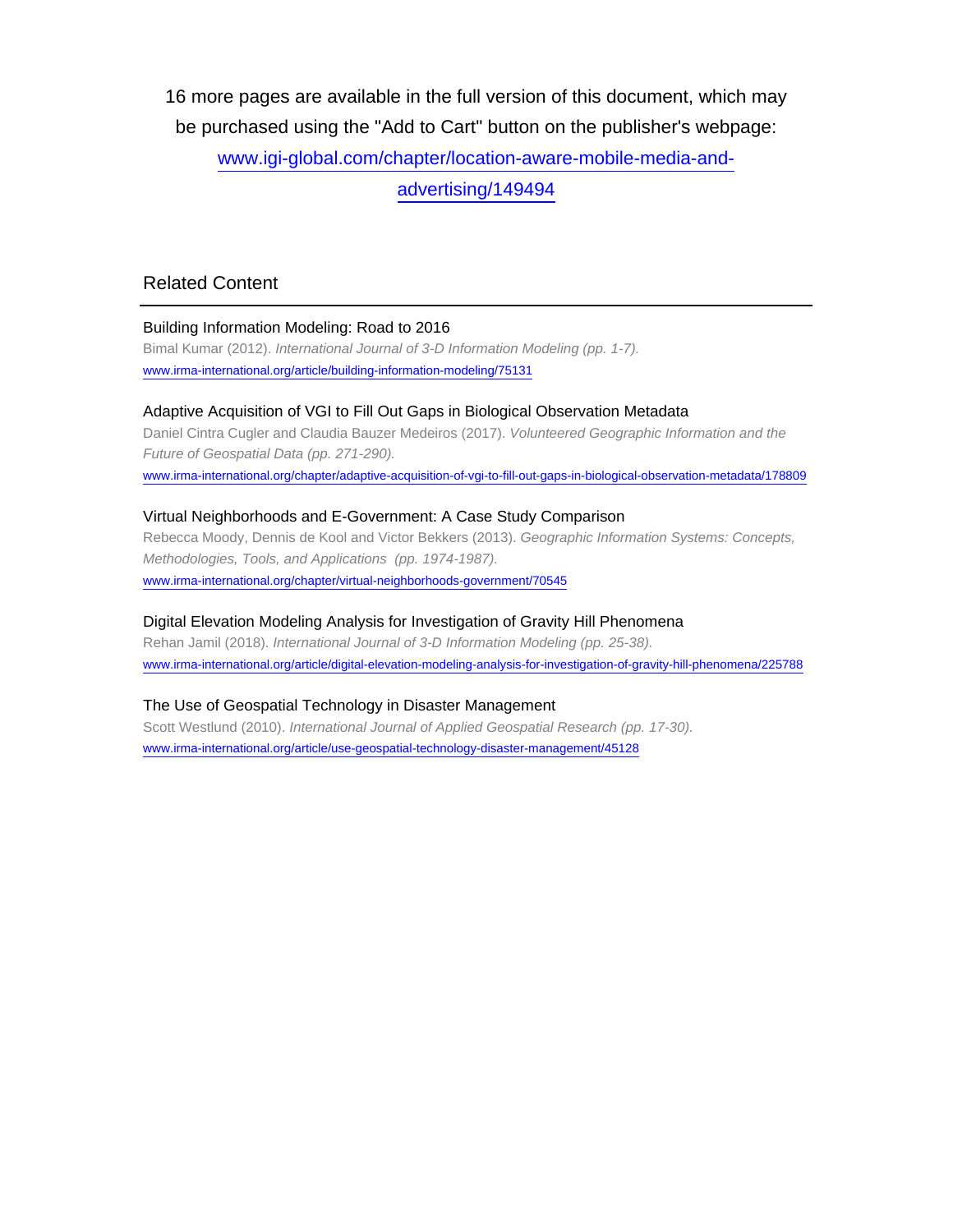16 more pages are available in the full version of this document, which may be purchased using the "Add to Cart" button on the publisher's webpage: [www.igi-global.com/chapter/location-aware-mobile-media-and-advertising/149494](www.igi-global.com/chapter/location-aware-mobile-media-and-advertising/149494)

## Related Content

### Building Information Modeling: Road to 2016

Bimal Kumar (2012). *International Journal of 3-D Information Modeling (pp. 1-7).*

[www.irma-international.org/article/building-information-modeling/75131](www.irma-international.org/article/building-information-modeling/75131)

### Adaptive Acquisition of VGI to Fill Out Gaps in Biological Observation Metadata

Daniel Cintra Cugler and Claudia Bauzer Medeiros (2017). *Volunteered Geographic Information and the Future of Geospatial Data (pp. 271-290).*

[www.irma-international.org/chapter/adaptive-acquisition-of-vgi-to-fill-out-gaps-in-biological-observation-metadata/178809](www.irma-international.org/chapter/adaptive-acquisition-of-vgi-to-fill-out-gaps-in-biological-observation-metadata/178809)

### Virtual Neighborhoods and E-Government: A Case Study Comparison

Rebecca Moody, Dennis de Kool and Victor Bekkers (2013). *Geographic Information Systems: Concepts, Methodologies, Tools, and Applications (pp. 1974-1987).*

[www.irma-international.org/chapter/virtual-neighborhoods-government/70545](www.irma-international.org/chapter/virtual-neighborhoods-government/70545)

### Digital Elevation Modeling Analysis for Investigation of Gravity Hill Phenomena

Rehan Jamil (2018). *International Journal of 3-D Information Modeling (pp. 25-38).*

[www.irma-international.org/article/digital-elevation-modeling-analysis-for-investigation-of-gravity-hill-phenomena/225788](www.irma-international.org/article/digital-elevation-modeling-analysis-for-investigation-of-gravity-hill-phenomena/225788)

### The Use of Geospatial Technology in Disaster Management

Scott Westlund (2010). *International Journal of Applied Geospatial Research (pp. 17-30).*

[www.irma-international.org/article/use-geospatial-technology-disaster-management/45128](www.irma-international.org/article/use-geospatial-technology-disaster-management/45128)